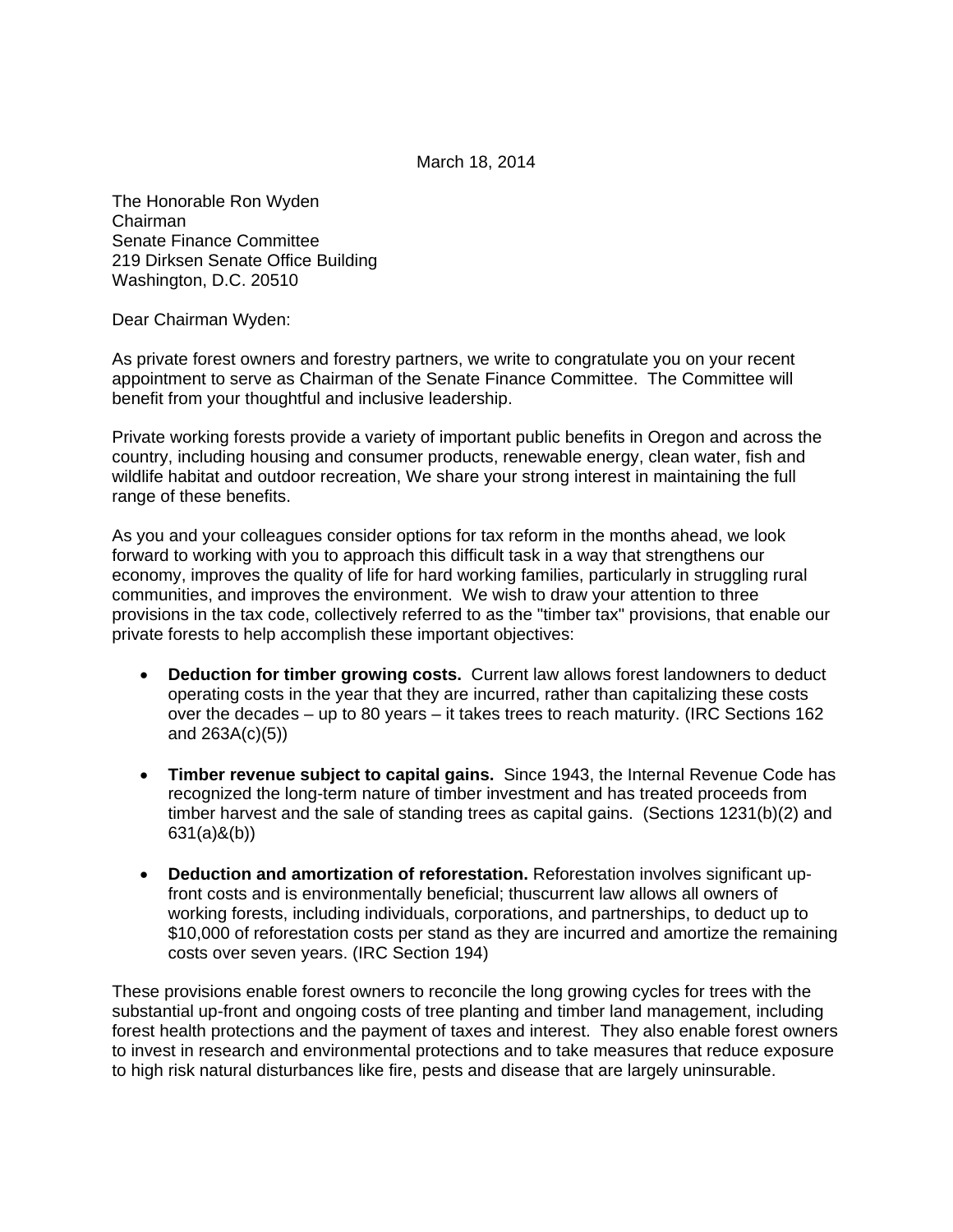March 18, 2014

The Honorable Ron Wyden
Chairman
Senate Finance Committee
219 Dirksen Senate Office Building
Washington, D.C. 20510

Dear Chairman Wyden:

As private forest owners and forestry partners, we write to congratulate you on your recent appointment to serve as Chairman of the Senate Finance Committee. The Committee will benefit from your thoughtful and inclusive leadership.

Private working forests provide a variety of important public benefits in Oregon and across the country, including housing and consumer products, renewable energy, clean water, fish and wildlife habitat and outdoor recreation, We share your strong interest in maintaining the full range of these benefits.

As you and your colleagues consider options for tax reform in the months ahead, we look forward to working with you to approach this difficult task in a way that strengthens our economy, improves the quality of life for hard working families, particularly in struggling rural communities, and improves the environment. We wish to draw your attention to three provisions in the tax code, collectively referred to as the "timber tax" provisions, that enable our private forests to help accomplish these important objectives:

- **Deduction for timber growing costs.** Current law allows forest landowners to deduct operating costs in the year that they are incurred, rather than capitalizing these costs over the decades – up to 80 years – it takes trees to reach maturity. (IRC Sections 162 and 263A(c)(5))

- **Timber revenue subject to capital gains.** Since 1943, the Internal Revenue Code has recognized the long-term nature of timber investment and has treated proceeds from timber harvest and the sale of standing trees as capital gains. (Sections 1231(b)(2) and 631(a)&(b))

- **Deduction and amortization of reforestation.** Reforestation involves significant up-front costs and is environmentally beneficial; thuscurrent law allows all owners of working forests, including individuals, corporations, and partnerships, to deduct up to $10,000 of reforestation costs per stand as they are incurred and amortize the remaining costs over seven years. (IRC Section 194)

These provisions enable forest owners to reconcile the long growing cycles for trees with the substantial up-front and ongoing costs of tree planting and timber land management, including forest health protections and the payment of taxes and interest. They also enable forest owners to invest in research and environmental protections and to take measures that reduce exposure to high risk natural disturbances like fire, pests and disease that are largely uninsurable.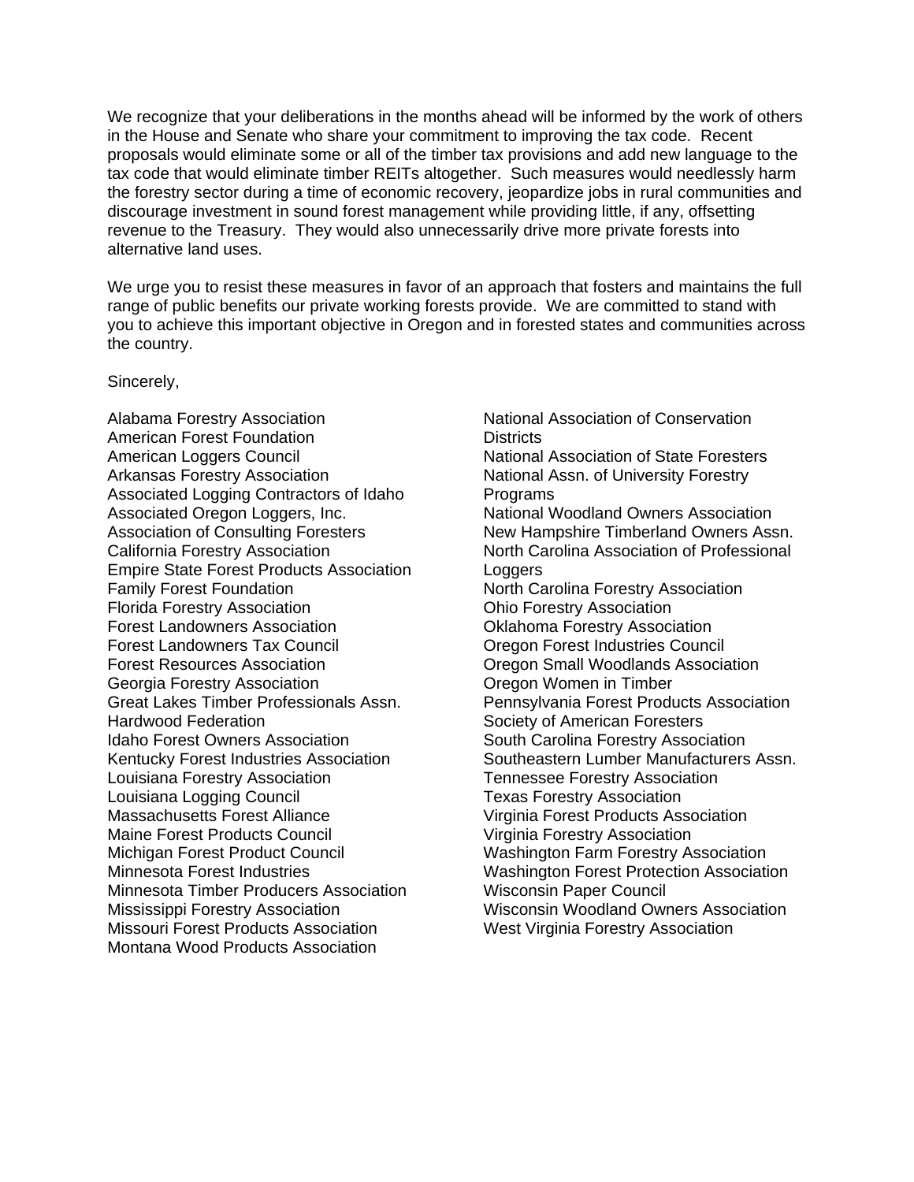We recognize that your deliberations in the months ahead will be informed by the work of others in the House and Senate who share your commitment to improving the tax code. Recent proposals would eliminate some or all of the timber tax provisions and add new language to the tax code that would eliminate timber REITs altogether. Such measures would needlessly harm the forestry sector during a time of economic recovery, jeopardize jobs in rural communities and discourage investment in sound forest management while providing little, if any, offsetting revenue to the Treasury. They would also unnecessarily drive more private forests into alternative land uses.

We urge you to resist these measures in favor of an approach that fosters and maintains the full range of public benefits our private working forests provide. We are committed to stand with you to achieve this important objective in Oregon and in forested states and communities across the country.

Sincerely,

Alabama Forestry Association
American Forest Foundation
American Loggers Council
Arkansas Forestry Association
Associated Logging Contractors of Idaho
Associated Oregon Loggers, Inc.
Association of Consulting Foresters
California Forestry Association
Empire State Forest Products Association
Family Forest Foundation
Florida Forestry Association
Forest Landowners Association
Forest Landowners Tax Council
Forest Resources Association
Georgia Forestry Association
Great Lakes Timber Professionals Assn.
Hardwood Federation
Idaho Forest Owners Association
Kentucky Forest Industries Association
Louisiana Forestry Association
Louisiana Logging Council
Massachusetts Forest Alliance
Maine Forest Products Council
Michigan Forest Product Council
Minnesota Forest Industries
Minnesota Timber Producers Association
Mississippi Forestry Association
Missouri Forest Products Association
Montana Wood Products Association
National Association of Conservation Districts
National Association of State Foresters
National Assn. of University Forestry Programs
National Woodland Owners Association
New Hampshire Timberland Owners Assn.
North Carolina Association of Professional Loggers
North Carolina Forestry Association
Ohio Forestry Association
Oklahoma Forestry Association
Oregon Forest Industries Council
Oregon Small Woodlands Association
Oregon Women in Timber
Pennsylvania Forest Products Association
Society of American Foresters
South Carolina Forestry Association
Southeastern Lumber Manufacturers Assn.
Tennessee Forestry Association
Texas Forestry Association
Virginia Forest Products Association
Virginia Forestry Association
Washington Farm Forestry Association
Washington Forest Protection Association
Wisconsin Paper Council
Wisconsin Woodland Owners Association
West Virginia Forestry Association